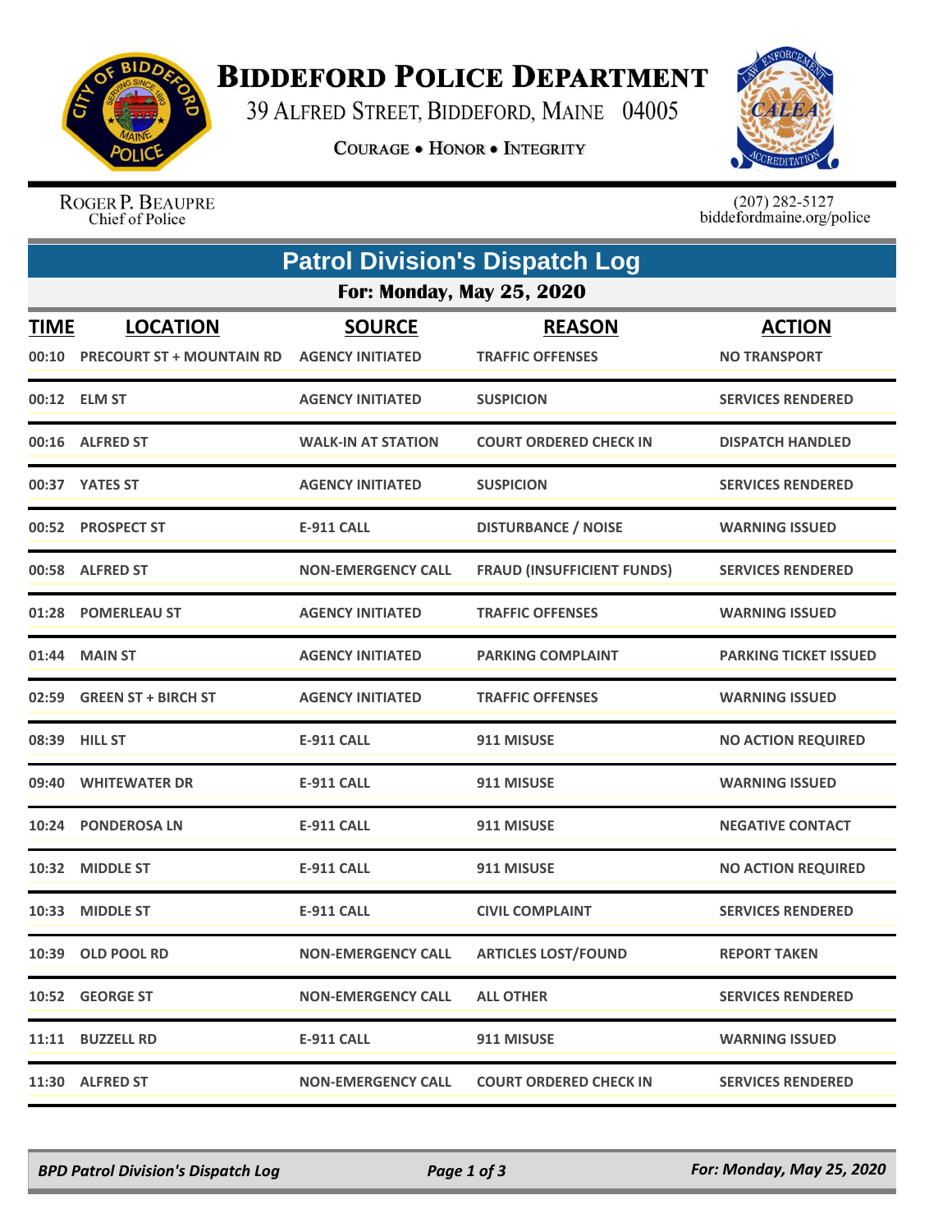# BIDDEFORD POLICE DEPARTMENT

39 ALFRED STREET, BIDDEFORD, MAINE 04005

COURAGE • HONOR • INTEGRITY

ROGER P. BEAUPRE
Chief of Police

(207) 282-5127
biddefordmaine.org/police

## Patrol Division's Dispatch Log

### For: Monday, May 25, 2020

| TIME | LOCATION | SOURCE | REASON | ACTION |
|---|---|---|---|---|
| 00:10 | PRECOURT ST + MOUNTAIN RD | AGENCY INITIATED | TRAFFIC OFFENSES | NO TRANSPORT |
| 00:12 | ELM ST | AGENCY INITIATED | SUSPICION | SERVICES RENDERED |
| 00:16 | ALFRED ST | WALK-IN AT STATION | COURT ORDERED CHECK IN | DISPATCH HANDLED |
| 00:37 | YATES ST | AGENCY INITIATED | SUSPICION | SERVICES RENDERED |
| 00:52 | PROSPECT ST | E-911 CALL | DISTURBANCE / NOISE | WARNING ISSUED |
| 00:58 | ALFRED ST | NON-EMERGENCY CALL | FRAUD (INSUFFICIENT FUNDS) | SERVICES RENDERED |
| 01:28 | POMERLEAU ST | AGENCY INITIATED | TRAFFIC OFFENSES | WARNING ISSUED |
| 01:44 | MAIN ST | AGENCY INITIATED | PARKING COMPLAINT | PARKING TICKET ISSUED |
| 02:59 | GREEN ST + BIRCH ST | AGENCY INITIATED | TRAFFIC OFFENSES | WARNING ISSUED |
| 08:39 | HILL ST | E-911 CALL | 911 MISUSE | NO ACTION REQUIRED |
| 09:40 | WHITEWATER DR | E-911 CALL | 911 MISUSE | WARNING ISSUED |
| 10:24 | PONDEROSA LN | E-911 CALL | 911 MISUSE | NEGATIVE CONTACT |
| 10:32 | MIDDLE ST | E-911 CALL | 911 MISUSE | NO ACTION REQUIRED |
| 10:33 | MIDDLE ST | E-911 CALL | CIVIL COMPLAINT | SERVICES RENDERED |
| 10:39 | OLD POOL RD | NON-EMERGENCY CALL | ARTICLES LOST/FOUND | REPORT TAKEN |
| 10:52 | GEORGE ST | NON-EMERGENCY CALL | ALL OTHER | SERVICES RENDERED |
| 11:11 | BUZZELL RD | E-911 CALL | 911 MISUSE | WARNING ISSUED |
| 11:30 | ALFRED ST | NON-EMERGENCY CALL | COURT ORDERED CHECK IN | SERVICES RENDERED |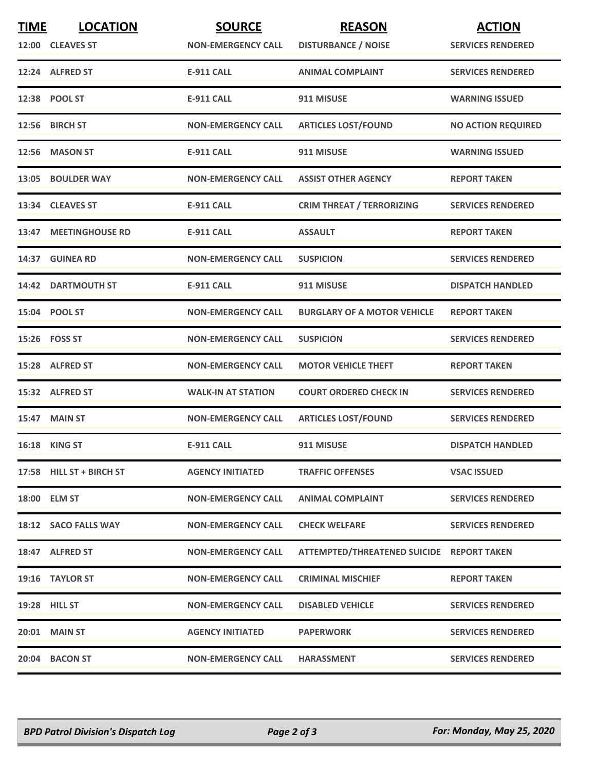| TIME | LOCATION | SOURCE | REASON | ACTION |
|---|---|---|---|---|
| 12:00 | CLEAVES ST | NON-EMERGENCY CALL | DISTURBANCE / NOISE | SERVICES RENDERED |
| 12:24 | ALFRED ST | E-911 CALL | ANIMAL COMPLAINT | SERVICES RENDERED |
| 12:38 | POOL ST | E-911 CALL | 911 MISUSE | WARNING ISSUED |
| 12:56 | BIRCH ST | NON-EMERGENCY CALL | ARTICLES LOST/FOUND | NO ACTION REQUIRED |
| 12:56 | MASON ST | E-911 CALL | 911 MISUSE | WARNING ISSUED |
| 13:05 | BOULDER WAY | NON-EMERGENCY CALL | ASSIST OTHER AGENCY | REPORT TAKEN |
| 13:34 | CLEAVES ST | E-911 CALL | CRIM THREAT / TERRORIZING | SERVICES RENDERED |
| 13:47 | MEETINGHOUSE RD | E-911 CALL | ASSAULT | REPORT TAKEN |
| 14:37 | GUINEA RD | NON-EMERGENCY CALL | SUSPICION | SERVICES RENDERED |
| 14:42 | DARTMOUTH ST | E-911 CALL | 911 MISUSE | DISPATCH HANDLED |
| 15:04 | POOL ST | NON-EMERGENCY CALL | BURGLARY OF A MOTOR VEHICLE | REPORT TAKEN |
| 15:26 | FOSS ST | NON-EMERGENCY CALL | SUSPICION | SERVICES RENDERED |
| 15:28 | ALFRED ST | NON-EMERGENCY CALL | MOTOR VEHICLE THEFT | REPORT TAKEN |
| 15:32 | ALFRED ST | WALK-IN AT STATION | COURT ORDERED CHECK IN | SERVICES RENDERED |
| 15:47 | MAIN ST | NON-EMERGENCY CALL | ARTICLES LOST/FOUND | SERVICES RENDERED |
| 16:18 | KING ST | E-911 CALL | 911 MISUSE | DISPATCH HANDLED |
| 17:58 | HILL ST + BIRCH ST | AGENCY INITIATED | TRAFFIC OFFENSES | VSAC ISSUED |
| 18:00 | ELM ST | NON-EMERGENCY CALL | ANIMAL COMPLAINT | SERVICES RENDERED |
| 18:12 | SACO FALLS WAY | NON-EMERGENCY CALL | CHECK WELFARE | SERVICES RENDERED |
| 18:47 | ALFRED ST | NON-EMERGENCY CALL | ATTEMPTED/THREATENED SUICIDE | REPORT TAKEN |
| 19:16 | TAYLOR ST | NON-EMERGENCY CALL | CRIMINAL MISCHIEF | REPORT TAKEN |
| 19:28 | HILL ST | NON-EMERGENCY CALL | DISABLED VEHICLE | SERVICES RENDERED |
| 20:01 | MAIN ST | AGENCY INITIATED | PAPERWORK | SERVICES RENDERED |
| 20:04 | BACON ST | NON-EMERGENCY CALL | HARASSMENT | SERVICES RENDERED |

*BPD Patrol Division's Dispatch Log* — *For: Monday, May 25, 2020*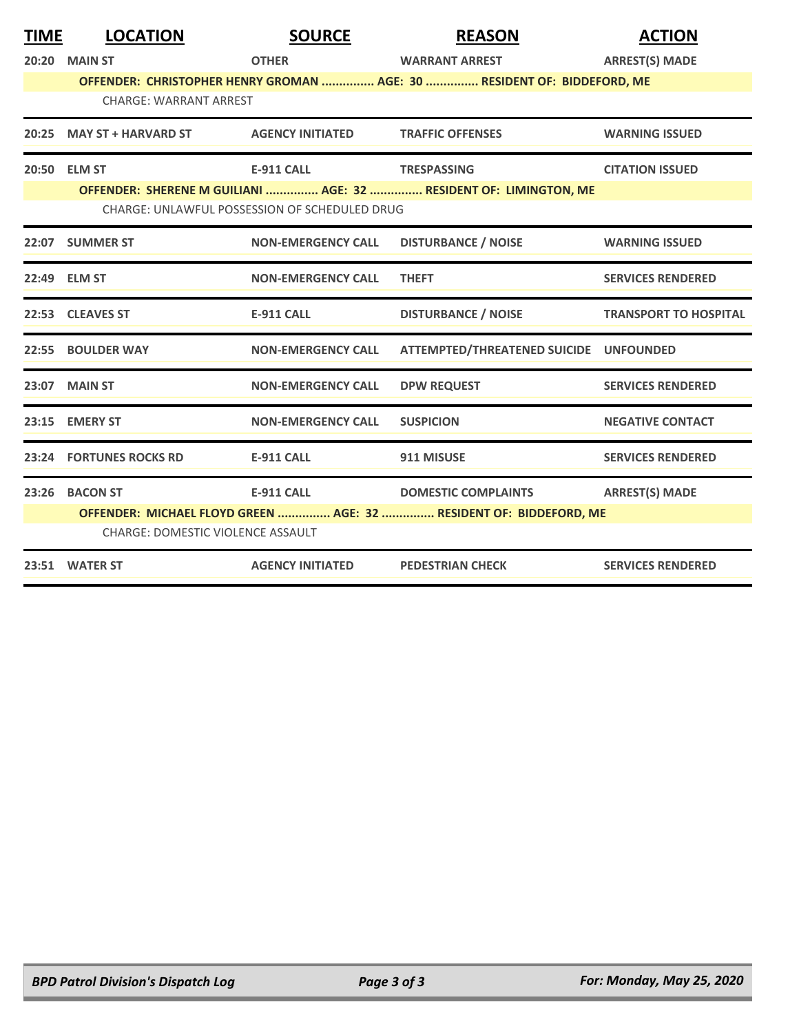| TIME | LOCATION | SOURCE | REASON | ACTION |
|---|---|---|---|---|
| 20:20 | MAIN ST | OTHER | WARRANT ARREST | ARREST(S) MADE |
| | OFFENDER: CHRISTOPHER HENRY GROMAN ............... AGE: 30 ............... RESIDENT OF: BIDDEFORD, ME | | | |
| | CHARGE: WARRANT ARREST | | | |
| 20:25 | MAY ST + HARVARD ST | AGENCY INITIATED | TRAFFIC OFFENSES | WARNING ISSUED |
| 20:50 | ELM ST | E-911 CALL | TRESPASSING | CITATION ISSUED |
| | OFFENDER: SHERENE M GUILIANI ............... AGE: 32 ............... RESIDENT OF: LIMINGTON, ME | | | |
| | CHARGE: UNLAWFUL POSSESSION OF SCHEDULED DRUG | | | |
| 22:07 | SUMMER ST | NON-EMERGENCY CALL | DISTURBANCE / NOISE | WARNING ISSUED |
| 22:49 | ELM ST | NON-EMERGENCY CALL | THEFT | SERVICES RENDERED |
| 22:53 | CLEAVES ST | E-911 CALL | DISTURBANCE / NOISE | TRANSPORT TO HOSPITAL |
| 22:55 | BOULDER WAY | NON-EMERGENCY CALL | ATTEMPTED/THREATENED SUICIDE | UNFOUNDED |
| 23:07 | MAIN ST | NON-EMERGENCY CALL | DPW REQUEST | SERVICES RENDERED |
| 23:15 | EMERY ST | NON-EMERGENCY CALL | SUSPICION | NEGATIVE CONTACT |
| 23:24 | FORTUNES ROCKS RD | E-911 CALL | 911 MISUSE | SERVICES RENDERED |
| 23:26 | BACON ST | E-911 CALL | DOMESTIC COMPLAINTS | ARREST(S) MADE |
| | OFFENDER: MICHAEL FLOYD GREEN ............... AGE: 32 ............... RESIDENT OF: BIDDEFORD, ME | | | |
| | CHARGE: DOMESTIC VIOLENCE ASSAULT | | | |
| 23:51 | WATER ST | AGENCY INITIATED | PEDESTRIAN CHECK | SERVICES RENDERED |